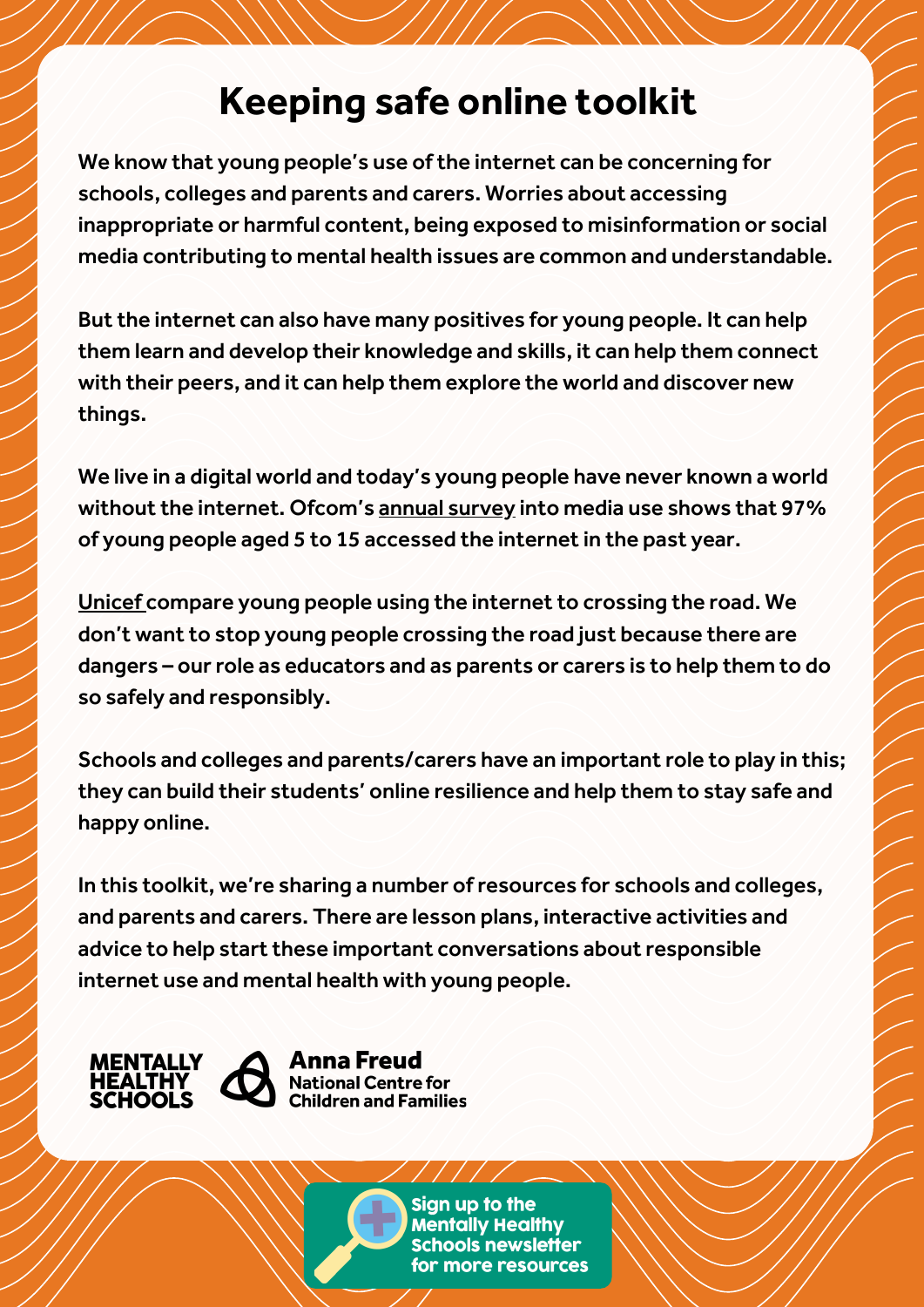# Keeping safe online toolkit

We know that young people's use of the internet can be concerning for schools, colleges and parents and carers. Worries about accessing inappropriate or harmful content, being exposed to misinformation or social media contributing to mental health issues are common and understandable.

But the internet can also have many positives for young people. It can help them learn and develop their knowledge and skills, it can help them connect with their peers, and it can help them explore the world and discover new things.

We live in a digital world and today's young people have never known a world without the internet. Ofcom's annual survey into media use shows that 97% of young people aged 5 to 15 accessed the internet in the past year.

Unicef compare young people using the internet to crossing the road. We don't want to stop young people crossing the road just because there are dangers – our role as educators and as parents or carers is to help them to do so safely and responsibly.

Schools and colleges and parents/carers have an important role to play in this; they can build their students' online resilience and help them to stay safe and happy online.

In this toolkit, we're sharing a number of resources for schools and colleges, and parents and carers. There are lesson plans, interactive activities and advice to help start these important conversations about responsible internet use and mental health with young people.

MENTALLY HEALTHY SCHOOLS

Anna Freud National Centre for Children and Families

Sign up to the Mentally Healthy Schools newsletter for more resources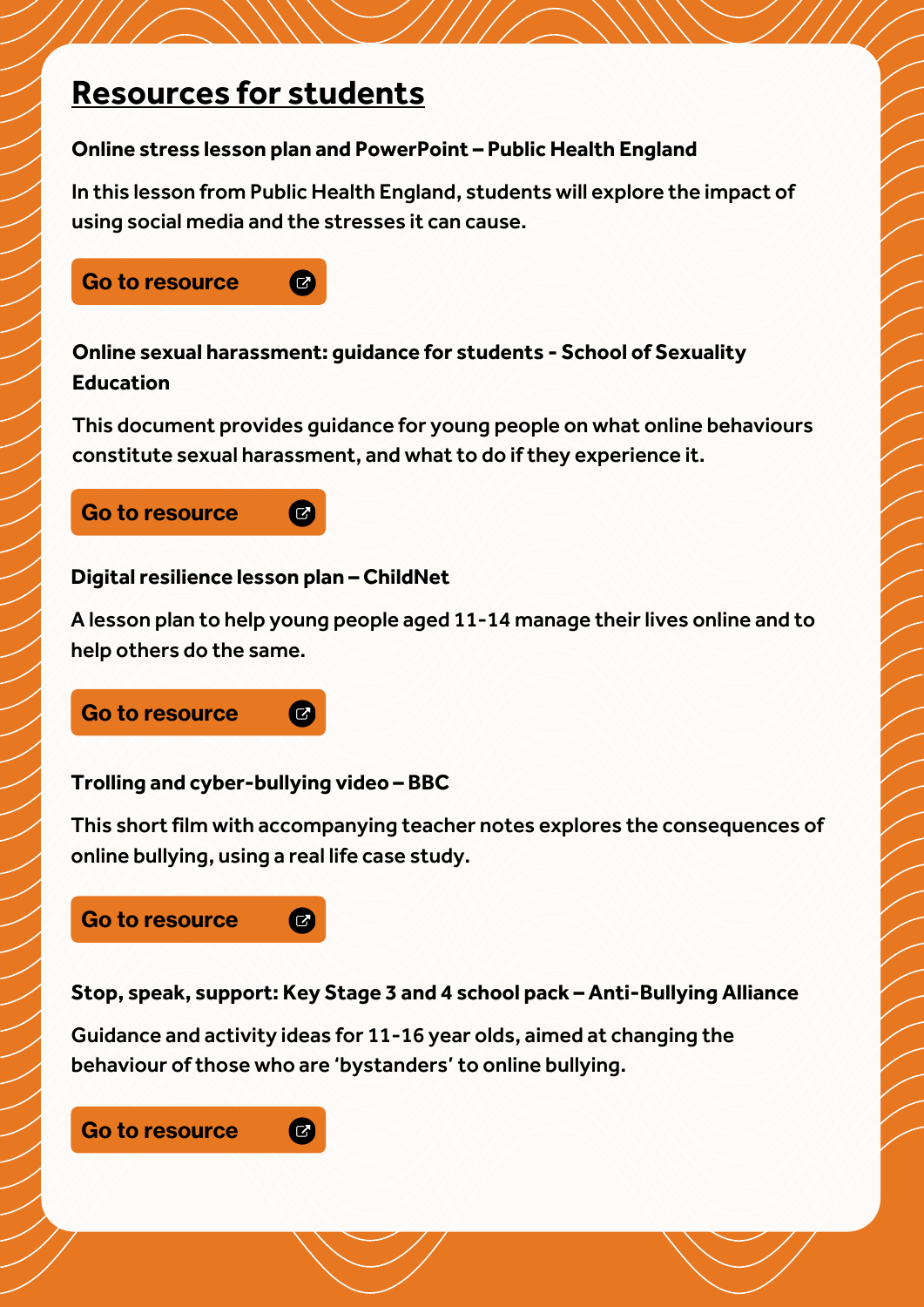## Resources for students

**Online stress lesson plan and PowerPoint – Public Health England**

In this lesson from Public Health England, students will explore the impact of using social media and the stresses it can cause.

Go to resource

**Online sexual harassment: guidance for students - School of Sexuality Education**

This document provides guidance for young people on what online behaviours constitute sexual harassment, and what to do if they experience it.

Go to resource

**Digital resilience lesson plan – ChildNet**

A lesson plan to help young people aged 11-14 manage their lives online and to help others do the same.

Go to resource

**Trolling and cyber-bullying video – BBC**

This short film with accompanying teacher notes explores the consequences of online bullying, using a real life case study.

Go to resource

**Stop, speak, support: Key Stage 3 and 4 school pack – Anti-Bullying Alliance**

Guidance and activity ideas for 11-16 year olds, aimed at changing the behaviour of those who are 'bystanders' to online bullying.

Go to resource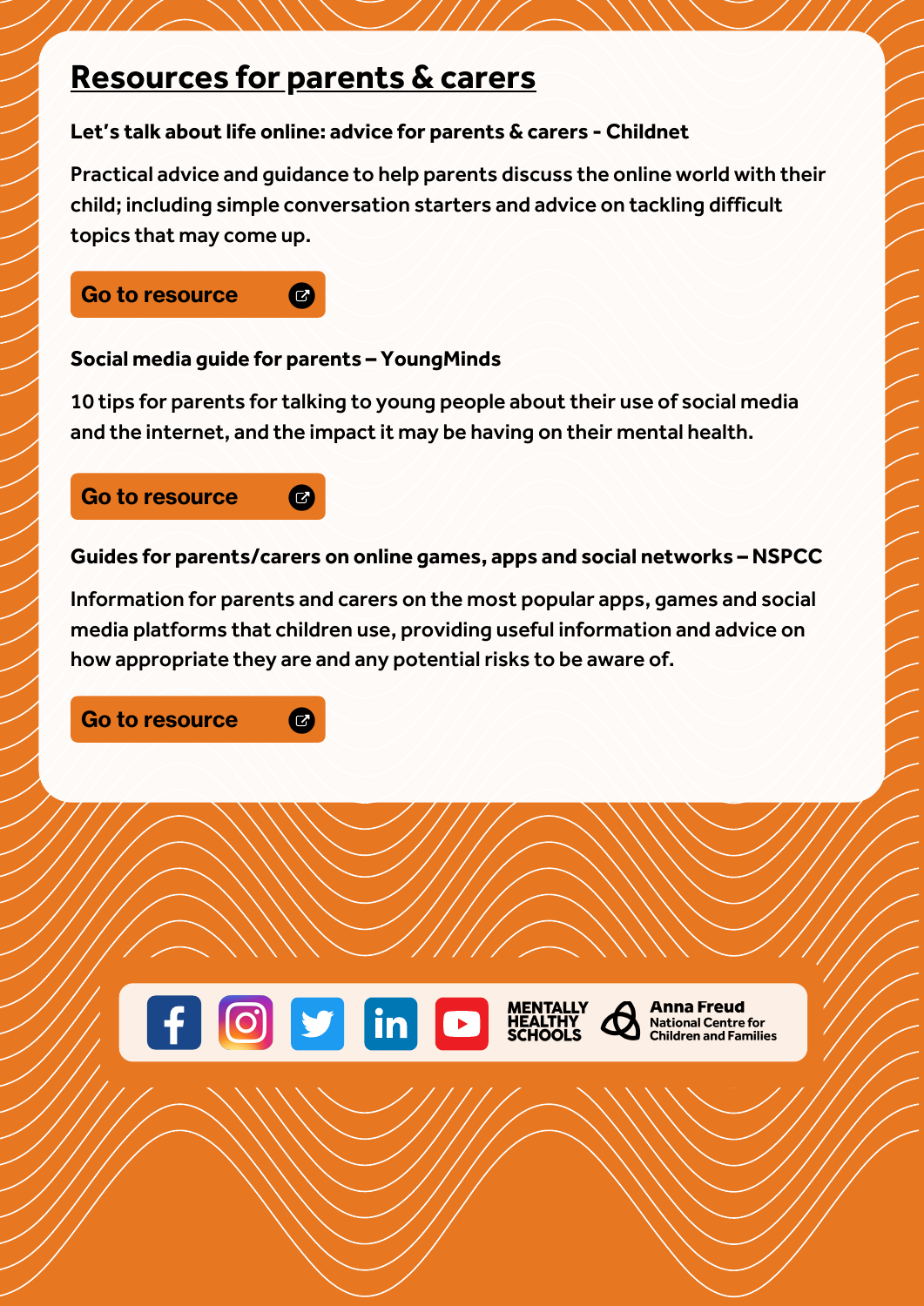## Resources for parents & carers

**Let's talk about life online: advice for parents & carers - Childnet**

Practical advice and guidance to help parents discuss the online world with their child; including simple conversation starters and advice on tackling difficult topics that may come up.

Go to resource

**Social media guide for parents – YoungMinds**

10 tips for parents for talking to young people about their use of social media and the internet, and the impact it may be having on their mental health.

Go to resource

**Guides for parents/carers on online games, apps and social networks – NSPCC**

Information for parents and carers on the most popular apps, games and social media platforms that children use, providing useful information and advice on how appropriate they are and any potential risks to be aware of.

Go to resource

MENTALLY HEALTHY SCHOOLS

Anna Freud National Centre for Children and Families